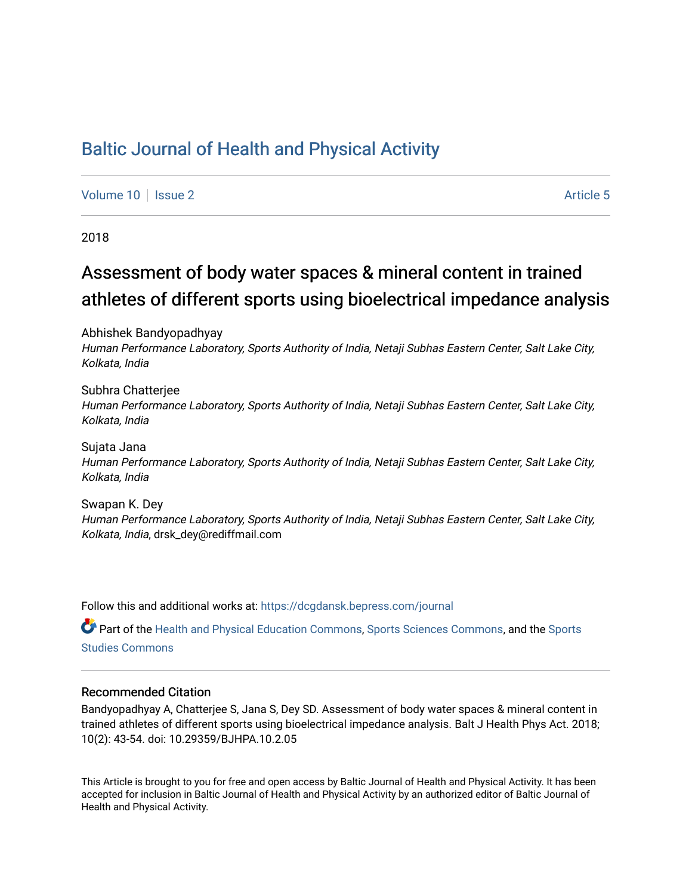# Baltic Journal of Health and Physical Activity

Volume 10 | Issue 2 Article 5

2018

## Assessment of body water spaces & mineral content in trained athletes of different sports using bioelectrical impedance analysis

Abhishek Bandyopadhyay
*Human Performance Laboratory, Sports Authority of India, Netaji Subhas Eastern Center, Salt Lake City, Kolkata, India*

Subhra Chatterjee
*Human Performance Laboratory, Sports Authority of India, Netaji Subhas Eastern Center, Salt Lake City, Kolkata, India*

Sujata Jana
*Human Performance Laboratory, Sports Authority of India, Netaji Subhas Eastern Center, Salt Lake City, Kolkata, India*

Swapan K. Dey
*Human Performance Laboratory, Sports Authority of India, Netaji Subhas Eastern Center, Salt Lake City, Kolkata, India*, drsk_dey@rediffmail.com

Follow this and additional works at: https://dcgdansk.bepress.com/journal

Part of the Health and Physical Education Commons, Sports Sciences Commons, and the Sports Studies Commons

### Recommended Citation

Bandyopadhyay A, Chatterjee S, Jana S, Dey SD. Assessment of body water spaces & mineral content in trained athletes of different sports using bioelectrical impedance analysis. Balt J Health Phys Act. 2018; 10(2): 43-54. doi: 10.29359/BJHPA.10.2.05

This Article is brought to you for free and open access by Baltic Journal of Health and Physical Activity. It has been accepted for inclusion in Baltic Journal of Health and Physical Activity by an authorized editor of Baltic Journal of Health and Physical Activity.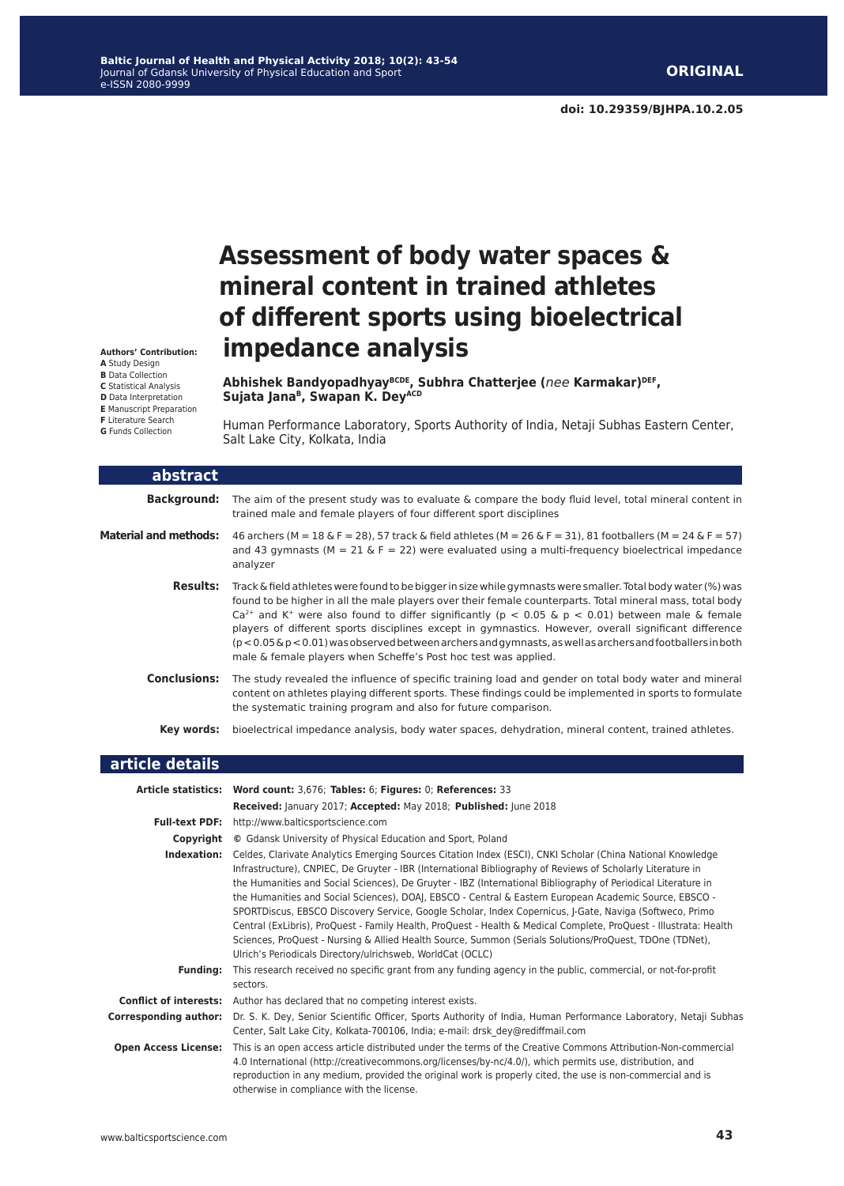**ORIGINAL**

**doi: 10.29359/BJHPA.10.2.05**

# Assessment of body water spaces & mineral content in trained athletes of different sports using bioelectrical impedance analysis

**Authors' Contribution:**
**A** Study Design
**B** Data Collection
**C** Statistical Analysis
**D** Data Interpretation
**E** Manuscript Preparation
**F** Literature Search
**G** Funds Collection

**Abhishek Bandyopadhyay[BCDE], Subhra Chatterjee (*nee* Karmakar)[DEF], Sujata Jana[B], Swapan K. Dey[ACD]**

Human Performance Laboratory, Sports Authority of India, Netaji Subhas Eastern Center, Salt Lake City, Kolkata, India

## abstract

**Background:** The aim of the present study was to evaluate & compare the body fluid level, total mineral content in trained male and female players of four different sport disciplines

**Material and methods:** 46 archers (M = 18 & F = 28), 57 track & field athletes (M = 26 & F = 31), 81 footballers (M = 24 & F = 57) and 43 gymnasts (M = 21 & F = 22) were evaluated using a multi-frequency bioelectrical impedance analyzer

**Results:** Track & field athletes were found to be bigger in size while gymnasts were smaller. Total body water (%) was found to be higher in all the male players over their female counterparts. Total mineral mass, total body $Ca^{2+}$ and $K^{+}$ were also found to differ significantly ($p < 0.05$ & $p < 0.01$) between male & female players of different sports disciplines except in gymnastics. However, overall significant difference ($p < 0.05$ & $p < 0.01$) was observed between archers and gymnasts, as well as archers and footballers in both male & female players when Scheffe's Post hoc test was applied.

**Conclusions:** The study revealed the influence of specific training load and gender on total body water and mineral content on athletes playing different sports. These findings could be implemented in sports to formulate the systematic training program and also for future comparison.

**Key words:** bioelectrical impedance analysis, body water spaces, dehydration, mineral content, trained athletes.

## article details

**Article statistics:** **Word count:** 3,676; **Tables:** 6; **Figures:** 0; **References:** 33
**Received:** January 2017; **Accepted:** May 2018; **Published:** June 2018

**Full-text PDF:** http://www.balticsportscience.com

**Copyright** © Gdansk University of Physical Education and Sport, Poland

**Indexation:** Celdes, Clarivate Analytics Emerging Sources Citation Index (ESCI), CNKI Scholar (China National Knowledge Infrastructure), CNPIEC, De Gruyter - IBR (International Bibliography of Reviews of Scholarly Literature in the Humanities and Social Sciences), De Gruyter - IBZ (International Bibliography of Periodical Literature in the Humanities and Social Sciences), DOAJ, EBSCO - Central & Eastern European Academic Source, EBSCO - SPORTDiscus, EBSCO Discovery Service, Google Scholar, Index Copernicus, J-Gate, Naviga (Softweco, Primo Central (ExLibris), ProQuest - Family Health, ProQuest - Health & Medical Complete, ProQuest - Illustrata: Health Sciences, ProQuest - Nursing & Allied Health Source, Summon (Serials Solutions/ProQuest, TDOne (TDNet), Ulrich's Periodicals Directory/ulrichsweb, WorldCat (OCLC)

**Funding:** This research received no specific grant from any funding agency in the public, commercial, or not-for-profit sectors.

**Conflict of interests:** Author has declared that no competing interest exists.

**Corresponding author:** Dr. S. K. Dey, Senior Scientific Officer, Sports Authority of India, Human Performance Laboratory, Netaji Subhas Center, Salt Lake City, Kolkata-700106, India; e-mail: drsk_dey@rediffmail.com

**Open Access License:** This is an open access article distributed under the terms of the Creative Commons Attribution-Non-commercial 4.0 International (http://creativecommons.org/licenses/by-nc/4.0/), which permits use, distribution, and reproduction in any medium, provided the original work is properly cited, the use is non-commercial and is otherwise in compliance with the license.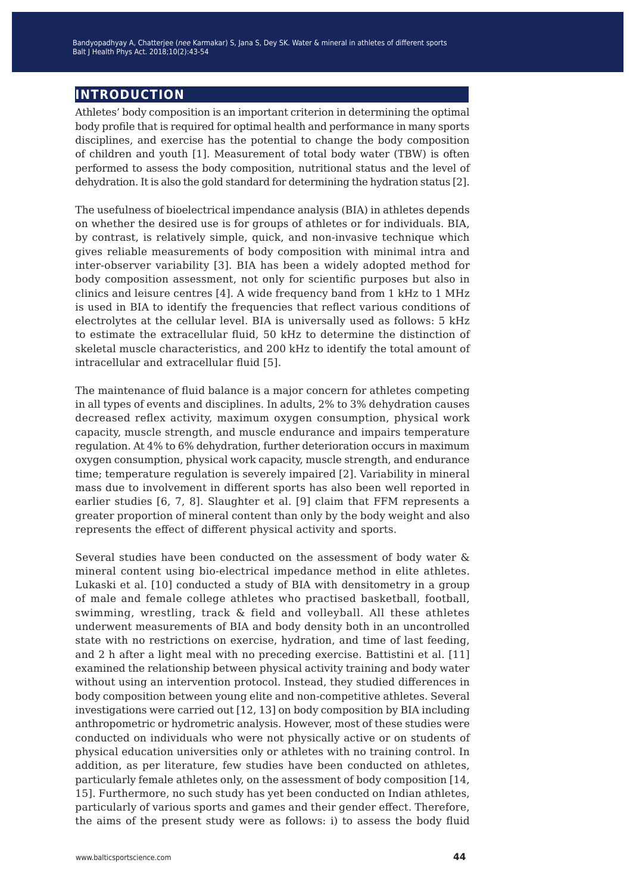## INTRODUCTION

Athletes' body composition is an important criterion in determining the optimal body profile that is required for optimal health and performance in many sports disciplines, and exercise has the potential to change the body composition of children and youth [1]. Measurement of total body water (TBW) is often performed to assess the body composition, nutritional status and the level of dehydration. It is also the gold standard for determining the hydration status [2].

The usefulness of bioelectrical impendance analysis (BIA) in athletes depends on whether the desired use is for groups of athletes or for individuals. BIA, by contrast, is relatively simple, quick, and non-invasive technique which gives reliable measurements of body composition with minimal intra and inter-observer variability [3]. BIA has been a widely adopted method for body composition assessment, not only for scientific purposes but also in clinics and leisure centres [4]. A wide frequency band from 1 kHz to 1 MHz is used in BIA to identify the frequencies that reflect various conditions of electrolytes at the cellular level. BIA is universally used as follows: 5 kHz to estimate the extracellular fluid, 50 kHz to determine the distinction of skeletal muscle characteristics, and 200 kHz to identify the total amount of intracellular and extracellular fluid [5].

The maintenance of fluid balance is a major concern for athletes competing in all types of events and disciplines. In adults, 2% to 3% dehydration causes decreased reflex activity, maximum oxygen consumption, physical work capacity, muscle strength, and muscle endurance and impairs temperature regulation. At 4% to 6% dehydration, further deterioration occurs in maximum oxygen consumption, physical work capacity, muscle strength, and endurance time; temperature regulation is severely impaired [2]. Variability in mineral mass due to involvement in different sports has also been well reported in earlier studies [6, 7, 8]. Slaughter et al. [9] claim that FFM represents a greater proportion of mineral content than only by the body weight and also represents the effect of different physical activity and sports.

Several studies have been conducted on the assessment of body water & mineral content using bio-electrical impedance method in elite athletes. Lukaski et al. [10] conducted a study of BIA with densitometry in a group of male and female college athletes who practised basketball, football, swimming, wrestling, track & field and volleyball. All these athletes underwent measurements of BIA and body density both in an uncontrolled state with no restrictions on exercise, hydration, and time of last feeding, and 2 h after a light meal with no preceding exercise. Battistini et al. [11] examined the relationship between physical activity training and body water without using an intervention protocol. Instead, they studied differences in body composition between young elite and non-competitive athletes. Several investigations were carried out [12, 13] on body composition by BIA including anthropometric or hydrometric analysis. However, most of these studies were conducted on individuals who were not physically active or on students of physical education universities only or athletes with no training control. In addition, as per literature, few studies have been conducted on athletes, particularly female athletes only, on the assessment of body composition [14, 15]. Furthermore, no such study has yet been conducted on Indian athletes, particularly of various sports and games and their gender effect. Therefore, the aims of the present study were as follows: i) to assess the body fluid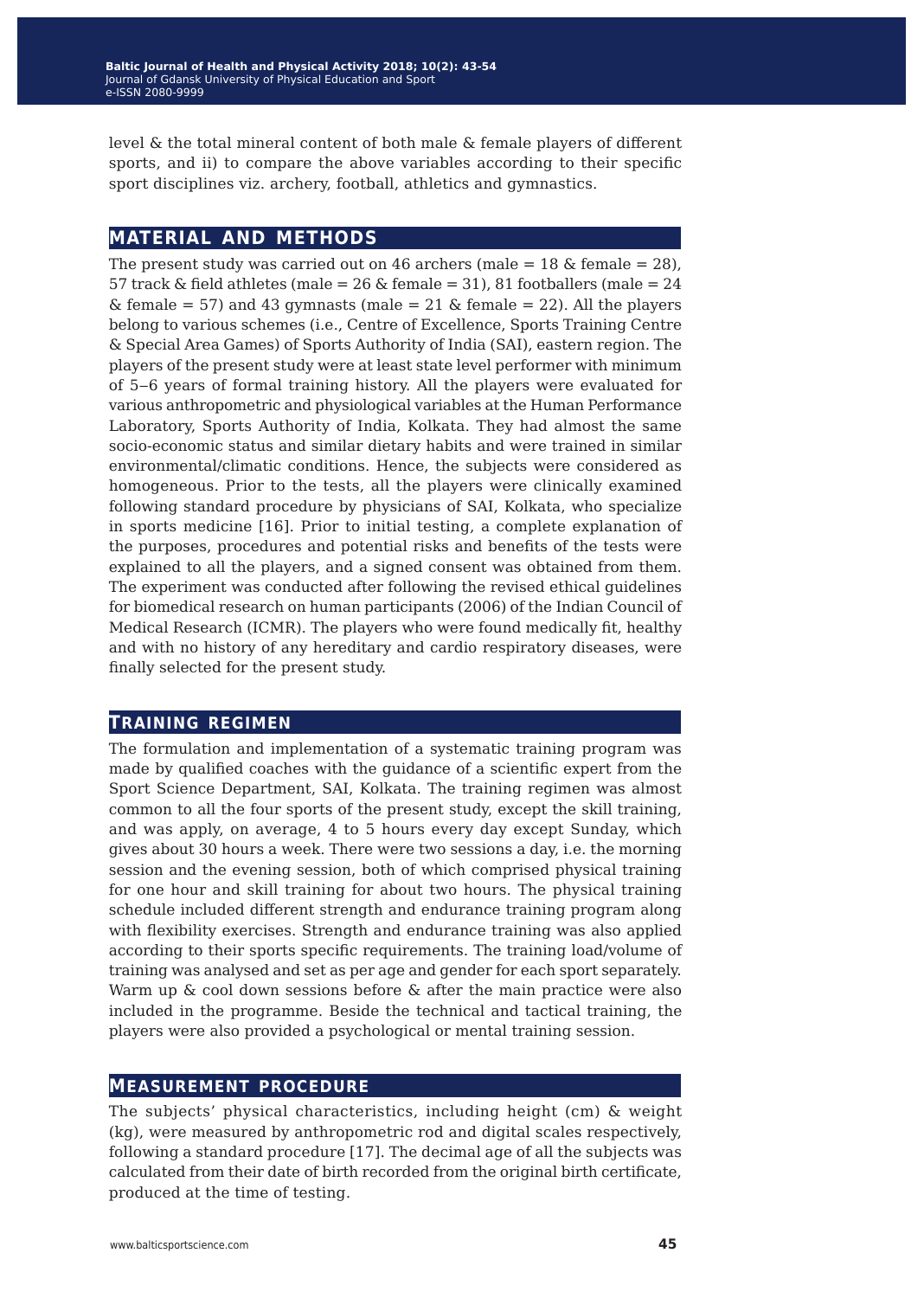level & the total mineral content of both male & female players of different sports, and ii) to compare the above variables according to their specific sport disciplines viz. archery, football, athletics and gymnastics.

## MATERIAL AND METHODS

The present study was carried out on 46 archers (male = 18 & female = 28), 57 track & field athletes (male = 26 & female = 31), 81 footballers (male = 24 & female = 57) and 43 gymnasts (male = 21 & female = 22). All the players belong to various schemes (i.e., Centre of Excellence, Sports Training Centre & Special Area Games) of Sports Authority of India (SAI), eastern region. The players of the present study were at least state level performer with minimum of 5–6 years of formal training history. All the players were evaluated for various anthropometric and physiological variables at the Human Performance Laboratory, Sports Authority of India, Kolkata. They had almost the same socio-economic status and similar dietary habits and were trained in similar environmental/climatic conditions. Hence, the subjects were considered as homogeneous. Prior to the tests, all the players were clinically examined following standard procedure by physicians of SAI, Kolkata, who specialize in sports medicine [16]. Prior to initial testing, a complete explanation of the purposes, procedures and potential risks and benefits of the tests were explained to all the players, and a signed consent was obtained from them. The experiment was conducted after following the revised ethical guidelines for biomedical research on human participants (2006) of the Indian Council of Medical Research (ICMR). The players who were found medically fit, healthy and with no history of any hereditary and cardio respiratory diseases, were finally selected for the present study.

## TRAINING REGIMEN

The formulation and implementation of a systematic training program was made by qualified coaches with the guidance of a scientific expert from the Sport Science Department, SAI, Kolkata. The training regimen was almost common to all the four sports of the present study, except the skill training, and was apply, on average, 4 to 5 hours every day except Sunday, which gives about 30 hours a week. There were two sessions a day, i.e. the morning session and the evening session, both of which comprised physical training for one hour and skill training for about two hours. The physical training schedule included different strength and endurance training program along with flexibility exercises. Strength and endurance training was also applied according to their sports specific requirements. The training load/volume of training was analysed and set as per age and gender for each sport separately. Warm up & cool down sessions before & after the main practice were also included in the programme. Beside the technical and tactical training, the players were also provided a psychological or mental training session.

## MEASUREMENT PROCEDURE

The subjects' physical characteristics, including height (cm) & weight (kg), were measured by anthropometric rod and digital scales respectively, following a standard procedure [17]. The decimal age of all the subjects was calculated from their date of birth recorded from the original birth certificate, produced at the time of testing.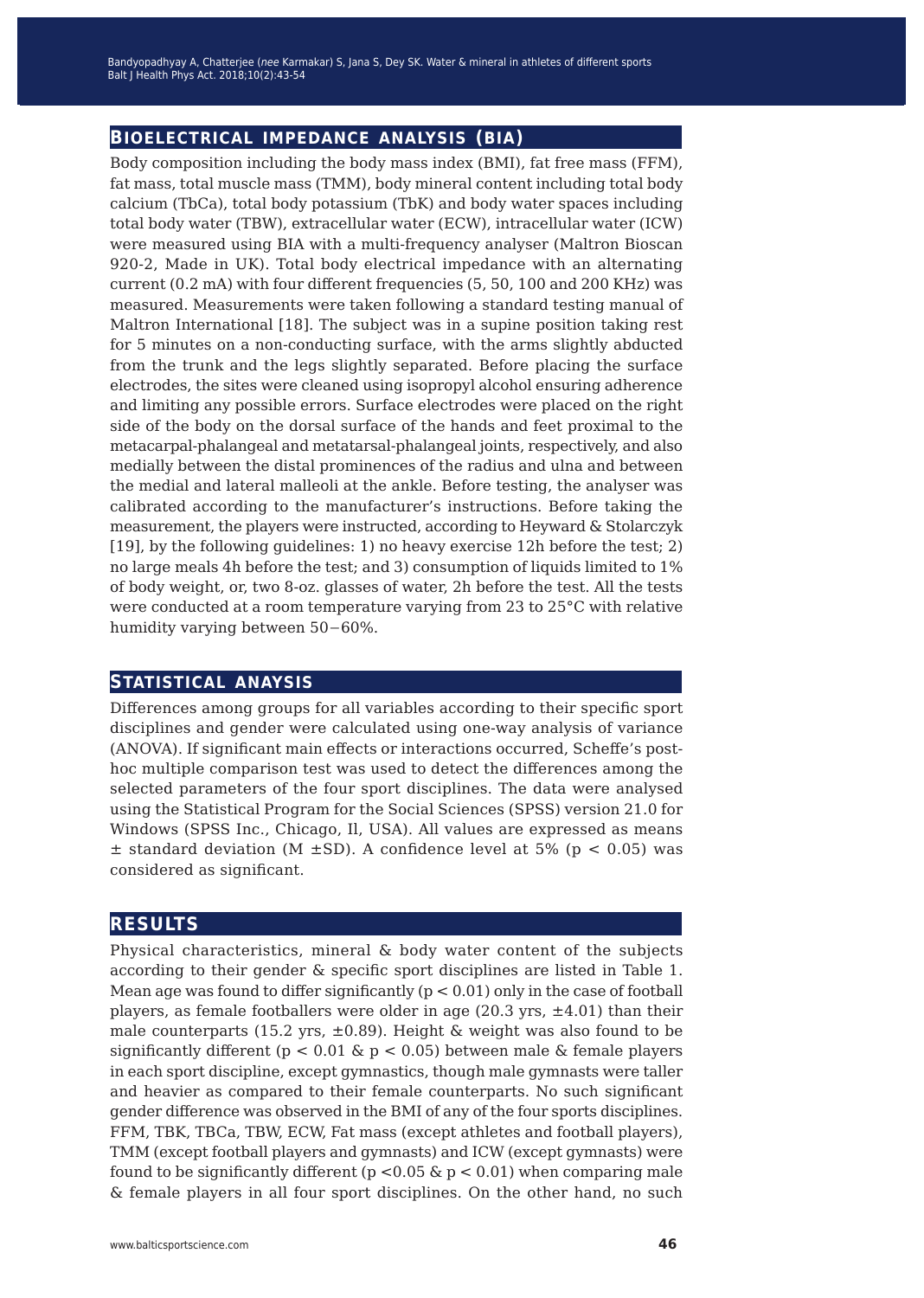## BIOELECTRICAL IMPEDANCE ANALYSIS (BIA)

Body composition including the body mass index (BMI), fat free mass (FFM), fat mass, total muscle mass (TMM), body mineral content including total body calcium (TbCa), total body potassium (TbK) and body water spaces including total body water (TBW), extracellular water (ECW), intracellular water (ICW) were measured using BIA with a multi-frequency analyser (Maltron Bioscan 920-2, Made in UK). Total body electrical impedance with an alternating current (0.2 mA) with four different frequencies (5, 50, 100 and 200 KHz) was measured. Measurements were taken following a standard testing manual of Maltron International [18]. The subject was in a supine position taking rest for 5 minutes on a non-conducting surface, with the arms slightly abducted from the trunk and the legs slightly separated. Before placing the surface electrodes, the sites were cleaned using isopropyl alcohol ensuring adherence and limiting any possible errors. Surface electrodes were placed on the right side of the body on the dorsal surface of the hands and feet proximal to the metacarpal-phalangeal and metatarsal-phalangeal joints, respectively, and also medially between the distal prominences of the radius and ulna and between the medial and lateral malleoli at the ankle. Before testing, the analyser was calibrated according to the manufacturer's instructions. Before taking the measurement, the players were instructed, according to Heyward & Stolarczyk [19], by the following guidelines: 1) no heavy exercise 12h before the test; 2) no large meals 4h before the test; and 3) consumption of liquids limited to 1% of body weight, or, two 8-oz. glasses of water, 2h before the test. All the tests were conducted at a room temperature varying from 23 to 25°C with relative humidity varying between 50−60%.

## STATISTICAL ANAYSIS

Differences among groups for all variables according to their specific sport disciplines and gender were calculated using one-way analysis of variance (ANOVA). If significant main effects or interactions occurred, Scheffe's post-hoc multiple comparison test was used to detect the differences among the selected parameters of the four sport disciplines. The data were analysed using the Statistical Program for the Social Sciences (SPSS) version 21.0 for Windows (SPSS Inc., Chicago, Il, USA). All values are expressed as means ± standard deviation (M ±SD). A confidence level at 5% ($p < 0.05$) was considered as significant.

## RESULTS

Physical characteristics, mineral & body water content of the subjects according to their gender & specific sport disciplines are listed in Table 1. Mean age was found to differ significantly ($p < 0.01$) only in the case of football players, as female footballers were older in age (20.3 yrs, ±4.01) than their male counterparts (15.2 yrs, ±0.89). Height & weight was also found to be significantly different ($p < 0.01$ & $p < 0.05$) between male & female players in each sport discipline, except gymnastics, though male gymnasts were taller and heavier as compared to their female counterparts. No such significant gender difference was observed in the BMI of any of the four sports disciplines. FFM, TBK, TBCa, TBW, ECW, Fat mass (except athletes and football players), TMM (except football players and gymnasts) and ICW (except gymnasts) were found to be significantly different ($p < 0.05$ & $p < 0.01$) when comparing male & female players in all four sport disciplines. On the other hand, no such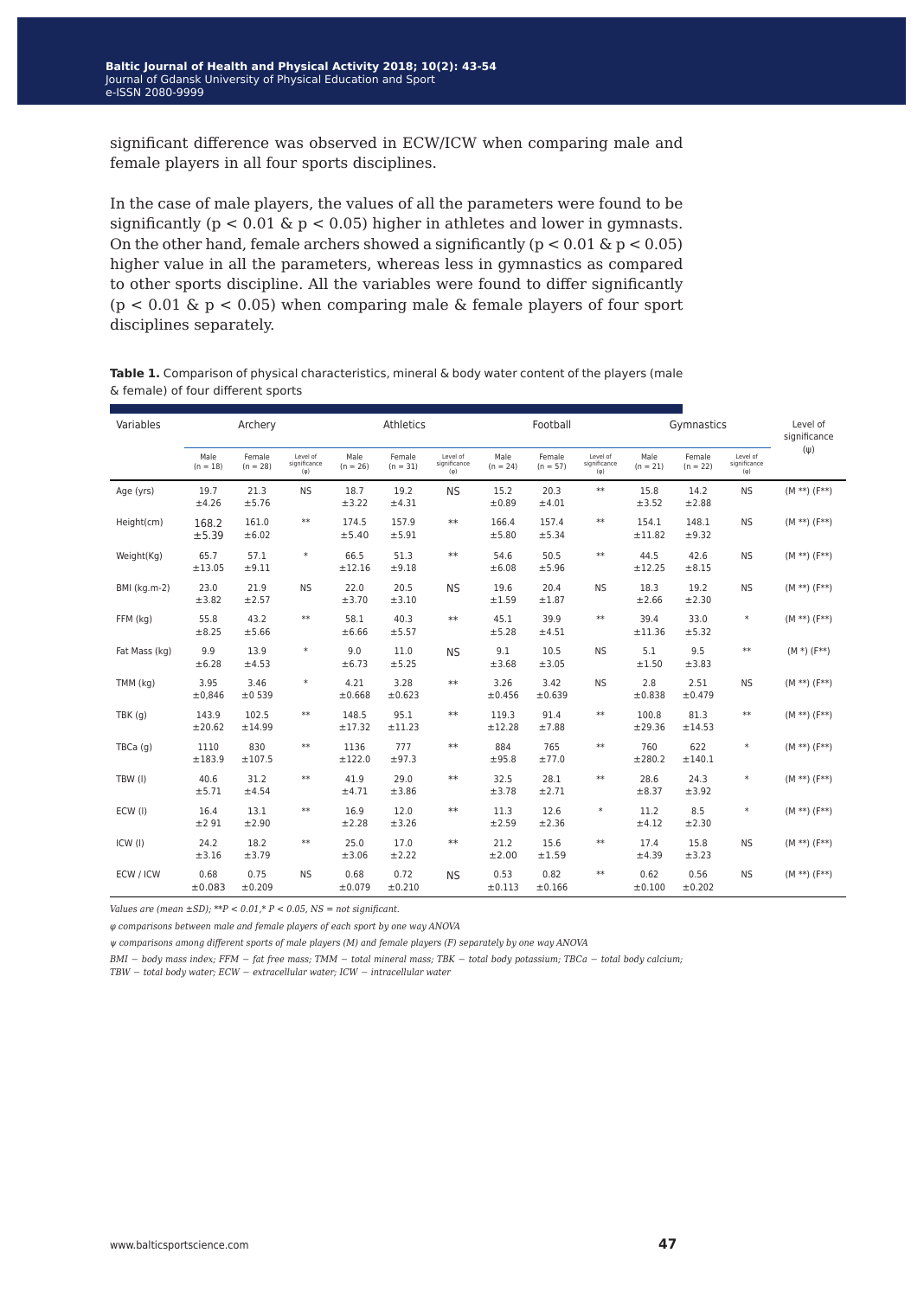significant difference was observed in ECW/ICW when comparing male and female players in all four sports disciplines.

In the case of male players, the values of all the parameters were found to be significantly ($p < 0.01$ & $p < 0.05$) higher in athletes and lower in gymnasts. On the other hand, female archers showed a significantly ($p < 0.01$ & $p < 0.05$) higher value in all the parameters, whereas less in gymnastics as compared to other sports discipline. All the variables were found to differ significantly ($p < 0.01$ & $p < 0.05$) when comparing male & female players of four sport disciplines separately.

**Table 1.** Comparison of physical characteristics, mineral & body water content of the players (male & female) of four different sports

| Variables | Archery | | | Athletics | | | Football | | | Gymnastics | | | Level of significance (ψ) |
|---|---|---|---|---|---|---|---|---|---|---|---|---|---|
| | Male (n = 18) | Female (n = 28) | Level of significance (φ) | Male (n = 26) | Female (n = 31) | Level of significance (φ) | Male (n = 24) | Female (n = 57) | Level of significance (φ) | Male (n = 21) | Female (n = 22) | Level of significance (φ) | |
| Age (yrs) | 19.7 ±4.26 | 21.3 ±5.76 | NS | 18.7 ±3.22 | 19.2 ±4.31 | NS | 15.2 ±0.89 | 20.3 ±4.01 | ** | 15.8 ±3.52 | 14.2 ±2.88 | NS | (M **) (F**) |
| Height(cm) | 168.2 ±5.39 | 161.0 ±6.02 | ** | 174.5 ±5.40 | 157.9 ±5.91 | ** | 166.4 ±5.80 | 157.4 ±5.34 | ** | 154.1 ±11.82 | 148.1 ±9.32 | NS | (M **) (F**) |
| Weight(Kg) | 65.7 ±13.05 | 57.1 ±9.11 | * | 66.5 ±12.16 | 51.3 ±9.18 | ** | 54.6 ±6.08 | 50.5 ±5.96 | ** | 44.5 ±12.25 | 42.6 ±8.15 | NS | (M **) (F**) |
| BMI (kg.m-2) | 23.0 ±3.82 | 21.9 ±2.57 | NS | 22.0 ±3.70 | 20.5 ±3.10 | NS | 19.6 ±1.59 | 20.4 ±1.87 | NS | 18.3 ±2.66 | 19.2 ±2.30 | NS | (M **) (F**) |
| FFM (kg) | 55.8 ±8.25 | 43.2 ±5.66 | ** | 58.1 ±6.66 | 40.3 ±5.57 | ** | 45.1 ±5.28 | 39.9 ±4.51 | ** | 39.4 ±11.36 | 33.0 ±5.32 | * | (M **) (F**) |
| Fat Mass (kg) | 9.9 ±6.28 | 13.9 ±4.53 | * | 9.0 ±6.73 | 11.0 ±5.25 | NS | 9.1 ±3.68 | 10.5 ±3.05 | NS | 5.1 ±1.50 | 9.5 ±3.83 | ** | (M *) (F**) |
| TMM (kg) | 3.95 ±0,846 | 3.46 ±0 539 | * | 4.21 ±0.668 | 3.28 ±0.623 | ** | 3.26 ±0.456 | 3.42 ±0.639 | NS | 2.8 ±0.838 | 2.51 ±0.479 | NS | (M **) (F**) |
| TBK (g) | 143.9 ±20.62 | 102.5 ±14.99 | ** | 148.5 ±17.32 | 95.1 ±11.23 | ** | 119.3 ±12.28 | 91.4 ±7.88 | ** | 100.8 ±29.36 | 81.3 ±14.53 | ** | (M **) (F**) |
| TBCa (g) | 1110 ±183.9 | 830 ±107.5 | ** | 1136 ±122.0 | 777 ±97.3 | ** | 884 ±95.8 | 765 ±77.0 | ** | 760 ±280.2 | 622 ±140.1 | * | (M **) (F**) |
| TBW (l) | 40.6 ±5.71 | 31.2 ±4.54 | ** | 41.9 ±4.71 | 29.0 ±3.86 | ** | 32.5 ±3.78 | 28.1 ±2.71 | ** | 28.6 ±8.37 | 24.3 ±3.92 | * | (M **) (F**) |
| ECW (l) | 16.4 ±2 91 | 13.1 ±2.90 | ** | 16.9 ±2.28 | 12.0 ±3.26 | ** | 11.3 ±2.59 | 12.6 ±2.36 | * | 11.2 ±4.12 | 8.5 ±2.30 | * | (M **) (F**) |
| ICW (l) | 24.2 ±3.16 | 18.2 ±3.79 | ** | 25.0 ±3.06 | 17.0 ±2.22 | ** | 21.2 ±2.00 | 15.6 ±1.59 | ** | 17.4 ±4.39 | 15.8 ±3.23 | NS | (M **) (F**) |
| ECW / ICW | 0.68 ±0.083 | 0.75 ±0.209 | NS | 0.68 ±0.079 | 0.72 ±0.210 | NS | 0.53 ±0.113 | 0.82 ±0.166 | ** | 0.62 ±0.100 | 0.56 ±0.202 | NS | (M **) (F**) |

*Values are (mean ±SD); **P < 0.01,* P < 0.05, NS = not significant.*

*φ comparisons between male and female players of each sport by one way ANOVA*

*ψ comparisons among different sports of male players (M) and female players (F) separately by one way ANOVA*

*BMI − body mass index; FFM − fat free mass; TMM − total mineral mass; TBK − total body potassium; TBCa − total body calcium; TBW − total body water; ECW − extracellular water; ICW − intracellular water*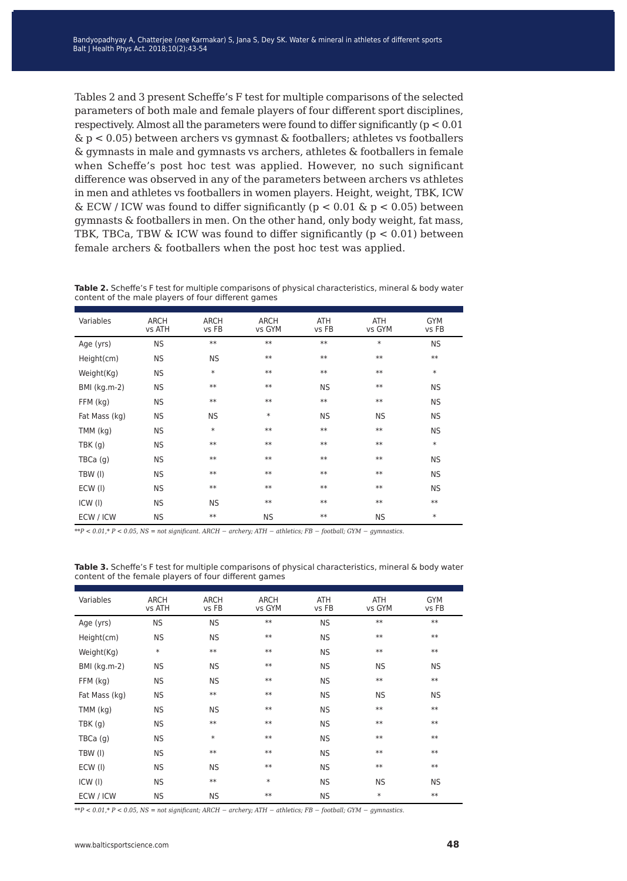Tables 2 and 3 present Scheffe's F test for multiple comparisons of the selected parameters of both male and female players of four different sport disciplines, respectively. Almost all the parameters were found to differ significantly ($p < 0.01$ & $p < 0.05$) between archers vs gymnast & footballers; athletes vs footballers & gymnasts in male and gymnasts vs archers, athletes & footballers in female when Scheffe's post hoc test was applied. However, no such significant difference was observed in any of the parameters between archers vs athletes in men and athletes vs footballers in women players. Height, weight, TBK, ICW & ECW / ICW was found to differ significantly ($p < 0.01$ & $p < 0.05$) between gymnasts & footballers in men. On the other hand, only body weight, fat mass, TBK, TBCa, TBW & ICW was found to differ significantly ($p < 0.01$) between female archers & footballers when the post hoc test was applied.

**Table 2.** Scheffe's F test for multiple comparisons of physical characteristics, mineral & body water content of the male players of four different games

| Variables | ARCH vs ATH | ARCH vs FB | ARCH vs GYM | ATH vs FB | ATH vs GYM | GYM vs FB |
|---|---|---|---|---|---|---|
| Age (yrs) | NS | ** | ** | ** | * | NS |
| Height(cm) | NS | NS | ** | ** | ** | ** |
| Weight(Kg) | NS | * | ** | ** | ** | * |
| BMI (kg.m-2) | NS | ** | ** | NS | ** | NS |
| FFM (kg) | NS | ** | ** | ** | ** | NS |
| Fat Mass (kg) | NS | NS | * | NS | NS | NS |
| TMM (kg) | NS | * | ** | ** | ** | NS |
| TBK (g) | NS | ** | ** | ** | ** | * |
| TBCa (g) | NS | ** | ** | ** | ** | NS |
| TBW (l) | NS | ** | ** | ** | ** | NS |
| ECW (l) | NS | ** | ** | ** | ** | NS |
| ICW (l) | NS | NS | ** | ** | ** | ** |
| ECW / ICW | NS | ** | NS | ** | NS | * |

*\*\*P < 0.01,\* P < 0.05, NS = not significant. ARCH − archery; ATH − athletics; FB − football; GYM − gymnastics.*

**Table 3.** Scheffe's F test for multiple comparisons of physical characteristics, mineral & body water content of the female players of four different games

| Variables | ARCH vs ATH | ARCH vs FB | ARCH vs GYM | ATH vs FB | ATH vs GYM | GYM vs FB |
|---|---|---|---|---|---|---|
| Age (yrs) | NS | NS | ** | NS | ** | ** |
| Height(cm) | NS | NS | ** | NS | ** | ** |
| Weight(Kg) | * | ** | ** | NS | ** | ** |
| BMI (kg.m-2) | NS | NS | ** | NS | NS | NS |
| FFM (kg) | NS | NS | ** | NS | ** | ** |
| Fat Mass (kg) | NS | ** | ** | NS | NS | NS |
| TMM (kg) | NS | NS | ** | NS | ** | ** |
| TBK (g) | NS | ** | ** | NS | ** | ** |
| TBCa (g) | NS | * | ** | NS | ** | ** |
| TBW (l) | NS | ** | ** | NS | ** | ** |
| ECW (l) | NS | NS | ** | NS | ** | ** |
| ICW (l) | NS | ** | * | NS | NS | NS |
| ECW / ICW | NS | NS | ** | NS | * | ** |

*\*\*P < 0.01,\* P < 0.05, NS = not significant; ARCH − archery; ATH − athletics; FB − football; GYM − gymnastics.*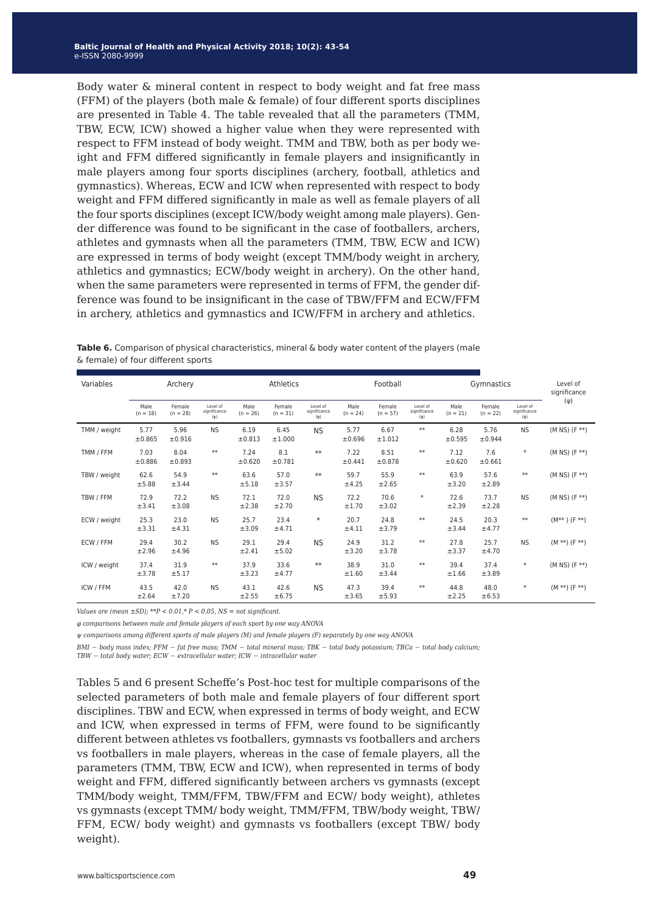Body water & mineral content in respect to body weight and fat free mass (FFM) of the players (both male & female) of four different sports disciplines are presented in Table 4. The table revealed that all the parameters (TMM, TBW, ECW, ICW) showed a higher value when they were represented with respect to FFM instead of body weight. TMM and TBW, both as per body weight and FFM differed significantly in female players and insignificantly in male players among four sports disciplines (archery, football, athletics and gymnastics). Whereas, ECW and ICW when represented with respect to body weight and FFM differed significantly in male as well as female players of all the four sports disciplines (except ICW/body weight among male players). Gender difference was found to be significant in the case of footballers, archers, athletes and gymnasts when all the parameters (TMM, TBW, ECW and ICW) are expressed in terms of body weight (except TMM/body weight in archery, athletics and gymnastics; ECW/body weight in archery). On the other hand, when the same parameters were represented in terms of FFM, the gender difference was found to be insignificant in the case of TBW/FFM and ECW/FFM in archery, athletics and gymnastics and ICW/FFM in archery and athletics.

**Table 6.** Comparison of physical characteristics, mineral & body water content of the players (male & female) of four different sports

| Variables | Archery | | | Athletics | | | Football | | | Gymnastics | | | Level of significance (ψ) |
|---|---|---|---|---|---|---|---|---|---|---|---|---|---|
| | Male (n = 18) | Female (n = 28) | Level of significance (φ) | Male (n = 26) | Female (n = 31) | Level of significance (φ) | Male (n = 24) | Female (n = 57) | Level of significance (φ) | Male (n = 21) | Female (n = 22) | Level of significance (φ) | |
| TMM / weight | 5.77 ±0.865 | 5.96 ±0.916 | NS | 6.19 ±0.813 | 6.45 ±1.000 | NS | 5.77 ±0.696 | 6.67 ±1.012 | ** | 6.28 ±0.595 | 5.76 ±0.944 | NS | (M NS) (F **) |
| TMM / FFM | 7.03 ±0.886 | 8.04 ±0.893 | ** | 7.24 ±0.620 | 8.1 ±0.781 | ** | 7.22 ±0.441 | 8.51 ±0.878 | ** | 7.12 ±0.620 | 7.6 ±0.661 | * | (M NS) (F **) |
| TBW / weight | 62.6 ±5.88 | 54.9 ±3.44 | ** | 63.6 ±5.18 | 57.0 ±3.57 | ** | 59.7 ±4.25 | 55.9 ±2.65 | ** | 63.9 ±3.20 | 57.6 ±2.89 | ** | (M NS) (F **) |
| TBW / FFM | 72.9 ±3.41 | 72.2 ±3.08 | NS | 72.1 ±2.38 | 72.0 ±2.70 | NS | 72.2 ±1.70 | 70.6 ±3.02 | * | 72.6 ±2.39 | 73.7 ±2.28 | NS | (M NS) (F **) |
| ECW / weight | 25.3 ±3.31 | 23.0 ±4.31 | NS | 25.7 ±3.09 | 23.4 ±4.71 | * | 20.7 ±4.11 | 24.8 ±3.79 | ** | 24.5 ±3.44 | 20.3 ±4.77 | ** | (M** ) (F **) |
| ECW / FFM | 29.4 ±2.96 | 30.2 ±4.96 | NS | 29.1 ±2.41 | 29.4 ±5.02 | NS | 24.9 ±3.20 | 31.2 ±3.78 | ** | 27.8 ±3.37 | 25.7 ±4.70 | NS | (M **) (F **) |
| ICW / weight | 37.4 ±3.78 | 31.9 ±5.17 | ** | 37.9 ±3.23 | 33.6 ±4.77 | ** | 38.9 ±1.60 | 31.0 ±3.44 | ** | 39.4 ±1.66 | 37.4 ±3.89 | * | (M NS) (F **) |
| ICW / FFM | 43.5 ±2.64 | 42.0 ±7.20 | NS | 43.1 ±2.55 | 42.6 ±6.75 | NS | 47.3 ±3.65 | 39.4 ±5.93 | ** | 44.8 ±2.25 | 48.0 ±6.53 | * | (M **) (F **) |

*Values are (mean ±SD); **P < 0.01,* P < 0.05, NS = not significant.*

*φ comparisons between male and female players of each sport by one way ANOVA*

*ψ comparisons among different sports of male players (M) and female players (F) separately by one way ANOVA*

*BMI − body mass index; FFM − fat free mass; TMM − total mineral mass; TBK − total body potassium; TBCa − total body calcium; TBW − total body water; ECW − extracellular water; ICW − intracellular water*

Tables 5 and 6 present Scheffe's Post-hoc test for multiple comparisons of the selected parameters of both male and female players of four different sport disciplines. TBW and ECW, when expressed in terms of body weight, and ECW and ICW, when expressed in terms of FFM, were found to be significantly different between athletes vs footballers, gymnasts vs footballers and archers vs footballers in male players, whereas in the case of female players, all the parameters (TMM, TBW, ECW and ICW), when represented in terms of body weight and FFM, differed significantly between archers vs gymnasts (except TMM/body weight, TMM/FFM, TBW/FFM and ECW/ body weight), athletes vs gymnasts (except TMM/ body weight, TMM/FFM, TBW/body weight, TBW/ FFM, ECW/ body weight) and gymnasts vs footballers (except TBW/ body weight).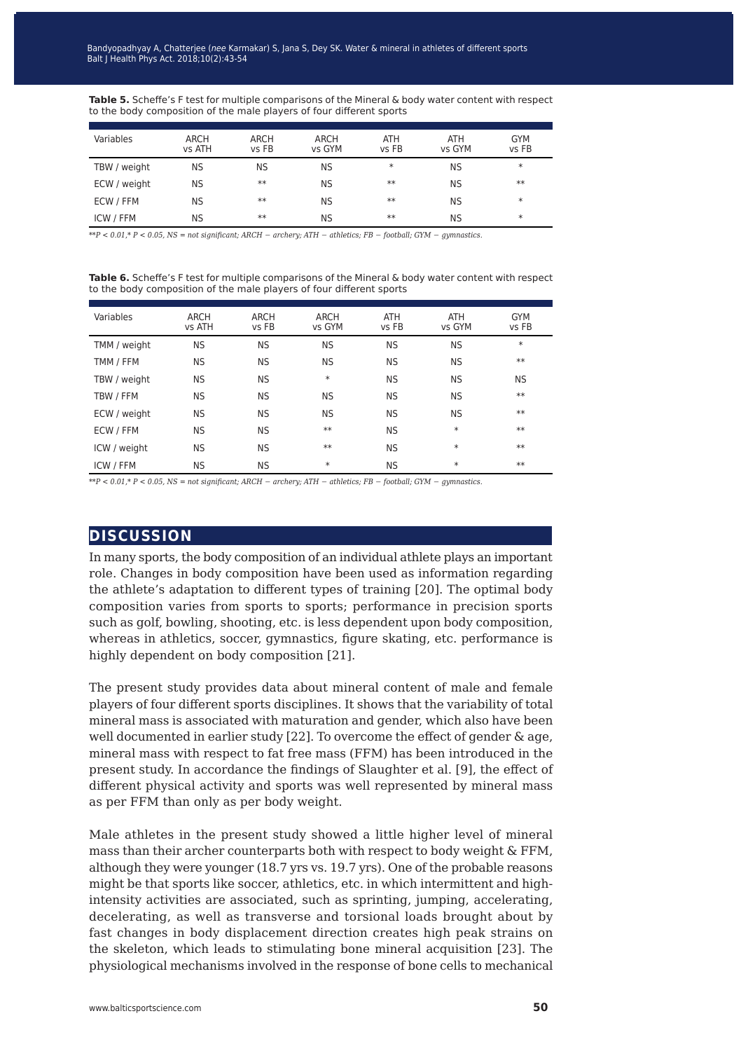**Table 5.** Scheffe's F test for multiple comparisons of the Mineral & body water content with respect to the body composition of the male players of four different sports

| Variables | ARCH vs ATH | ARCH vs FB | ARCH vs GYM | ATH vs FB | ATH vs GYM | GYM vs FB |
|---|---|---|---|---|---|---|
| TBW / weight | NS | NS | NS | * | NS | * |
| ECW / weight | NS | ** | NS | ** | NS | ** |
| ECW / FFM | NS | ** | NS | ** | NS | * |
| ICW / FFM | NS | ** | NS | ** | NS | * |

*\*\*P < 0.01,\* P < 0.05, NS = not significant; ARCH − archery; ATH − athletics; FB − football; GYM − gymnastics.*

**Table 6.** Scheffe's F test for multiple comparisons of the Mineral & body water content with respect to the body composition of the male players of four different sports

| Variables | ARCH vs ATH | ARCH vs FB | ARCH vs GYM | ATH vs FB | ATH vs GYM | GYM vs FB |
|---|---|---|---|---|---|---|
| TMM / weight | NS | NS | NS | NS | NS | * |
| TMM / FFM | NS | NS | NS | NS | NS | ** |
| TBW / weight | NS | NS | * | NS | NS | NS |
| TBW / FFM | NS | NS | NS | NS | NS | ** |
| ECW / weight | NS | NS | NS | NS | NS | ** |
| ECW / FFM | NS | NS | ** | NS | * | ** |
| ICW / weight | NS | NS | ** | NS | * | ** |
| ICW / FFM | NS | NS | * | NS | * | ** |

*\*\*P < 0.01,\* P < 0.05, NS = not significant; ARCH − archery; ATH − athletics; FB − football; GYM − gymnastics.*

## DISCUSSION

In many sports, the body composition of an individual athlete plays an important role. Changes in body composition have been used as information regarding the athlete's adaptation to different types of training [20]. The optimal body composition varies from sports to sports; performance in precision sports such as golf, bowling, shooting, etc. is less dependent upon body composition, whereas in athletics, soccer, gymnastics, figure skating, etc. performance is highly dependent on body composition [21].

The present study provides data about mineral content of male and female players of four different sports disciplines. It shows that the variability of total mineral mass is associated with maturation and gender, which also have been well documented in earlier study [22]. To overcome the effect of gender & age, mineral mass with respect to fat free mass (FFM) has been introduced in the present study. In accordance the findings of Slaughter et al. [9], the effect of different physical activity and sports was well represented by mineral mass as per FFM than only as per body weight.

Male athletes in the present study showed a little higher level of mineral mass than their archer counterparts both with respect to body weight & FFM, although they were younger (18.7 yrs vs. 19.7 yrs). One of the probable reasons might be that sports like soccer, athletics, etc. in which intermittent and high-intensity activities are associated, such as sprinting, jumping, accelerating, decelerating, as well as transverse and torsional loads brought about by fast changes in body displacement direction creates high peak strains on the skeleton, which leads to stimulating bone mineral acquisition [23]. The physiological mechanisms involved in the response of bone cells to mechanical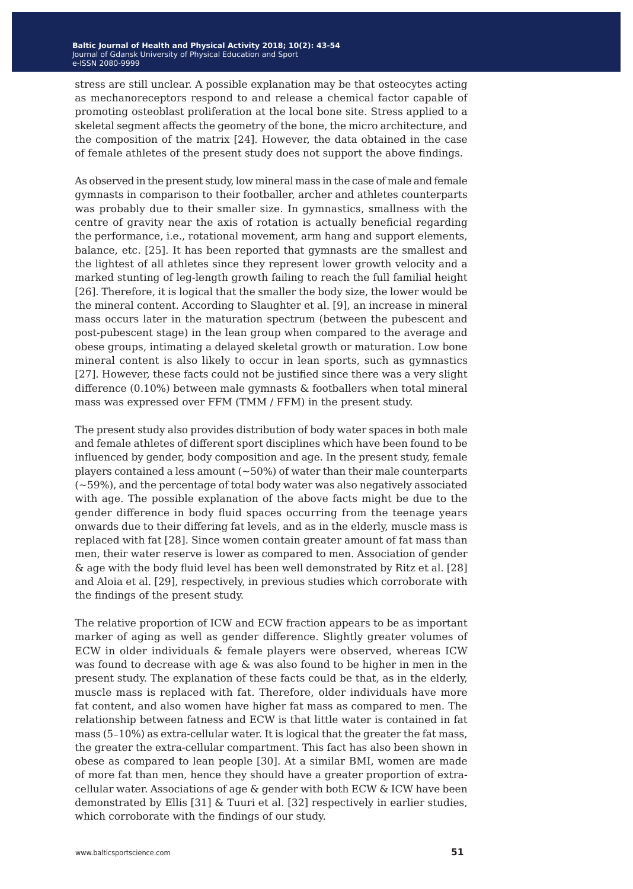stress are still unclear. A possible explanation may be that osteocytes acting as mechanoreceptors respond to and release a chemical factor capable of promoting osteoblast proliferation at the local bone site. Stress applied to a skeletal segment affects the geometry of the bone, the micro architecture, and the composition of the matrix [24]. However, the data obtained in the case of female athletes of the present study does not support the above findings.

As observed in the present study, low mineral mass in the case of male and female gymnasts in comparison to their footballer, archer and athletes counterparts was probably due to their smaller size. In gymnastics, smallness with the centre of gravity near the axis of rotation is actually beneficial regarding the performance, i.e., rotational movement, arm hang and support elements, balance, etc. [25]. It has been reported that gymnasts are the smallest and the lightest of all athletes since they represent lower growth velocity and a marked stunting of leg-length growth failing to reach the full familial height [26]. Therefore, it is logical that the smaller the body size, the lower would be the mineral content. According to Slaughter et al. [9], an increase in mineral mass occurs later in the maturation spectrum (between the pubescent and post-pubescent stage) in the lean group when compared to the average and obese groups, intimating a delayed skeletal growth or maturation. Low bone mineral content is also likely to occur in lean sports, such as gymnastics [27]. However, these facts could not be justified since there was a very slight difference (0.10%) between male gymnasts & footballers when total mineral mass was expressed over FFM (TMM / FFM) in the present study.

The present study also provides distribution of body water spaces in both male and female athletes of different sport disciplines which have been found to be influenced by gender, body composition and age. In the present study, female players contained a less amount (~50%) of water than their male counterparts (~59%), and the percentage of total body water was also negatively associated with age. The possible explanation of the above facts might be due to the gender difference in body fluid spaces occurring from the teenage years onwards due to their differing fat levels, and as in the elderly, muscle mass is replaced with fat [28]. Since women contain greater amount of fat mass than men, their water reserve is lower as compared to men. Association of gender & age with the body fluid level has been well demonstrated by Ritz et al. [28] and Aloia et al. [29], respectively, in previous studies which corroborate with the findings of the present study.

The relative proportion of ICW and ECW fraction appears to be as important marker of aging as well as gender difference. Slightly greater volumes of ECW in older individuals & female players were observed, whereas ICW was found to decrease with age & was also found to be higher in men in the present study. The explanation of these facts could be that, as in the elderly, muscle mass is replaced with fat. Therefore, older individuals have more fat content, and also women have higher fat mass as compared to men. The relationship between fatness and ECW is that little water is contained in fat mass (5–10%) as extra-cellular water. It is logical that the greater the fat mass, the greater the extra-cellular compartment. This fact has also been shown in obese as compared to lean people [30]. At a similar BMI, women are made of more fat than men, hence they should have a greater proportion of extra-cellular water. Associations of age & gender with both ECW & ICW have been demonstrated by Ellis [31] & Tuuri et al. [32] respectively in earlier studies, which corroborate with the findings of our study.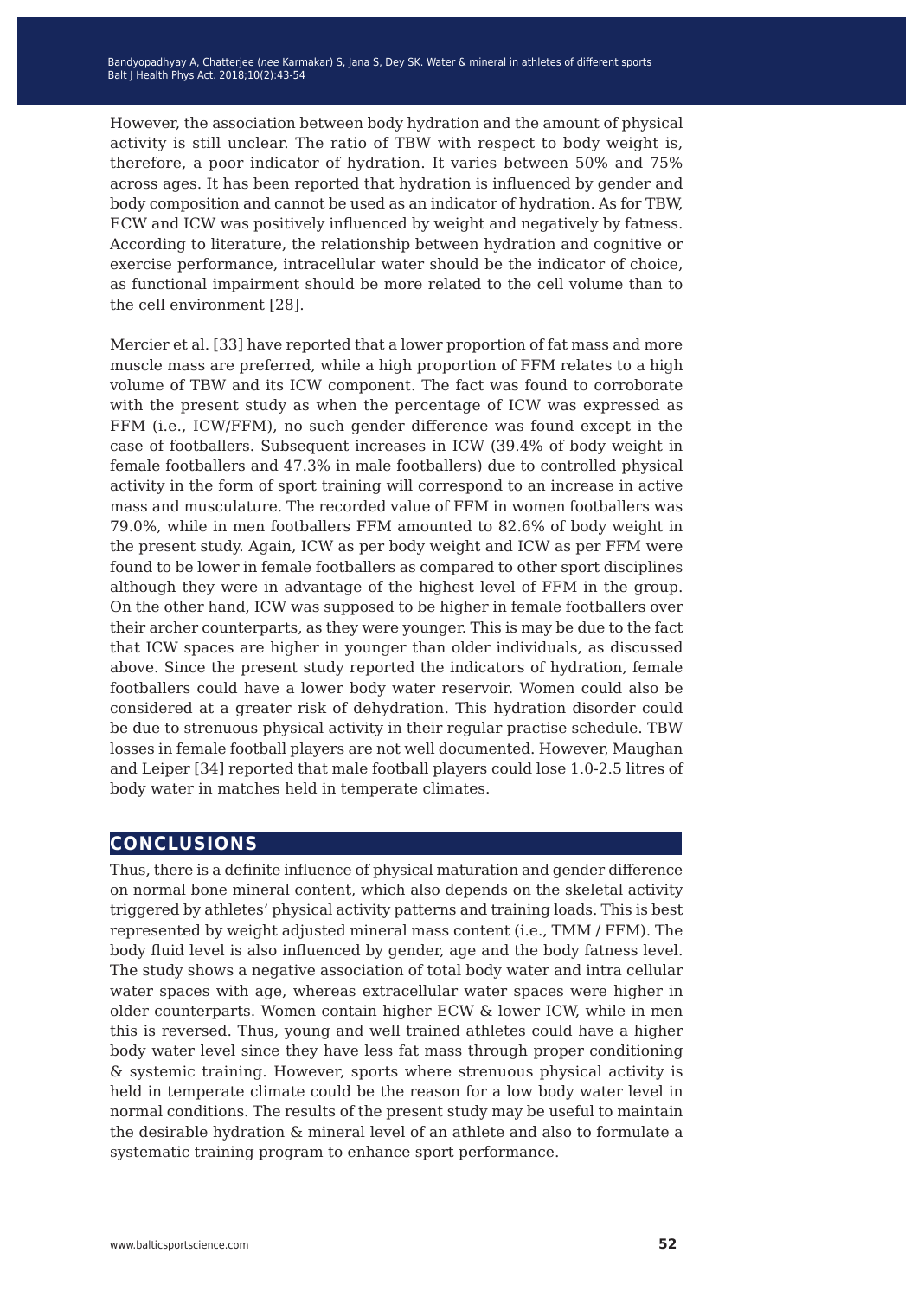However, the association between body hydration and the amount of physical activity is still unclear. The ratio of TBW with respect to body weight is, therefore, a poor indicator of hydration. It varies between 50% and 75% across ages. It has been reported that hydration is influenced by gender and body composition and cannot be used as an indicator of hydration. As for TBW, ECW and ICW was positively influenced by weight and negatively by fatness. According to literature, the relationship between hydration and cognitive or exercise performance, intracellular water should be the indicator of choice, as functional impairment should be more related to the cell volume than to the cell environment [28].

Mercier et al. [33] have reported that a lower proportion of fat mass and more muscle mass are preferred, while a high proportion of FFM relates to a high volume of TBW and its ICW component. The fact was found to corroborate with the present study as when the percentage of ICW was expressed as FFM (i.e., ICW/FFM), no such gender difference was found except in the case of footballers. Subsequent increases in ICW (39.4% of body weight in female footballers and 47.3% in male footballers) due to controlled physical activity in the form of sport training will correspond to an increase in active mass and musculature. The recorded value of FFM in women footballers was 79.0%, while in men footballers FFM amounted to 82.6% of body weight in the present study. Again, ICW as per body weight and ICW as per FFM were found to be lower in female footballers as compared to other sport disciplines although they were in advantage of the highest level of FFM in the group. On the other hand, ICW was supposed to be higher in female footballers over their archer counterparts, as they were younger. This is may be due to the fact that ICW spaces are higher in younger than older individuals, as discussed above. Since the present study reported the indicators of hydration, female footballers could have a lower body water reservoir. Women could also be considered at a greater risk of dehydration. This hydration disorder could be due to strenuous physical activity in their regular practise schedule. TBW losses in female football players are not well documented. However, Maughan and Leiper [34] reported that male football players could lose 1.0-2.5 litres of body water in matches held in temperate climates.

## CONCLUSIONS

Thus, there is a definite influence of physical maturation and gender difference on normal bone mineral content, which also depends on the skeletal activity triggered by athletes' physical activity patterns and training loads. This is best represented by weight adjusted mineral mass content (i.e., TMM / FFM). The body fluid level is also influenced by gender, age and the body fatness level. The study shows a negative association of total body water and intra cellular water spaces with age, whereas extracellular water spaces were higher in older counterparts. Women contain higher ECW & lower ICW, while in men this is reversed. Thus, young and well trained athletes could have a higher body water level since they have less fat mass through proper conditioning & systemic training. However, sports where strenuous physical activity is held in temperate climate could be the reason for a low body water level in normal conditions. The results of the present study may be useful to maintain the desirable hydration & mineral level of an athlete and also to formulate a systematic training program to enhance sport performance.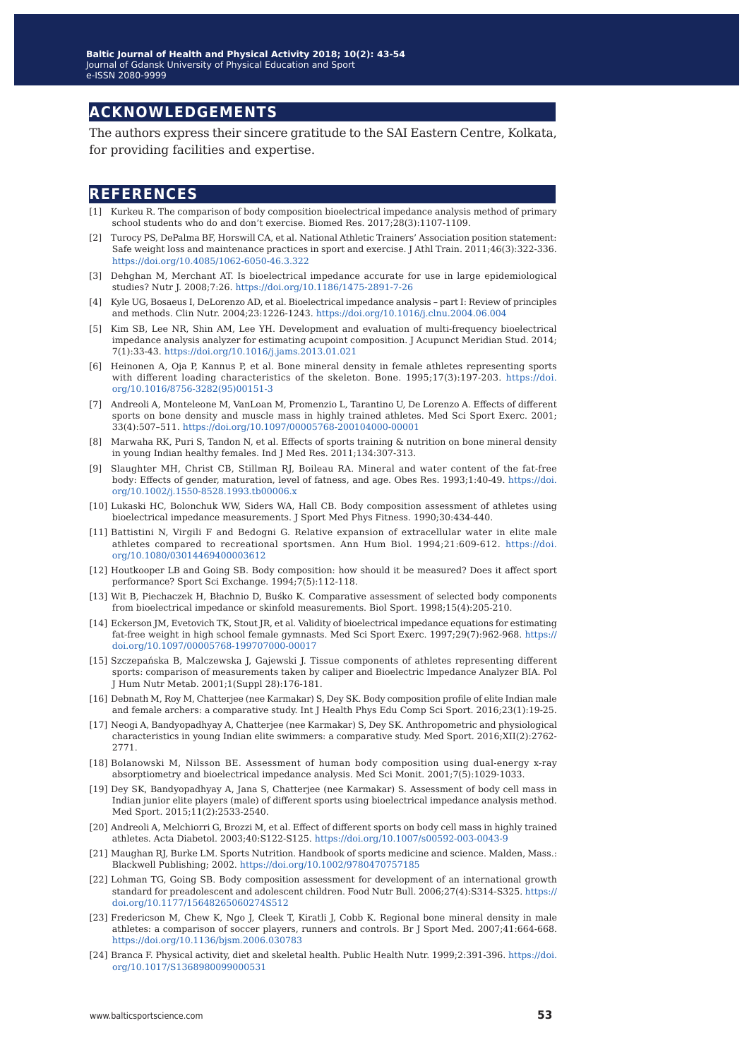## ACKNOWLEDGEMENTS

The authors express their sincere gratitude to the SAI Eastern Centre, Kolkata, for providing facilities and expertise.

## REFERENCES

[1] Kurkeu R. The comparison of body composition bioelectrical impedance analysis method of primary school students who do and don't exercise. Biomed Res. 2017;28(3):1107-1109.

[2] Turocy PS, DePalma BF, Horswill CA, et al. National Athletic Trainers' Association position statement: Safe weight loss and maintenance practices in sport and exercise. J Athl Train. 2011;46(3):322-336. https://doi.org/10.4085/1062-6050-46.3.322

[3] Dehghan M, Merchant AT. Is bioelectrical impedance accurate for use in large epidemiological studies? Nutr J. 2008;7:26. https://doi.org/10.1186/1475-2891-7-26

[4] Kyle UG, Bosaeus I, DeLorenzo AD, et al. Bioelectrical impedance analysis – part I: Review of principles and methods. Clin Nutr. 2004;23:1226-1243. https://doi.org/10.1016/j.clnu.2004.06.004

[5] Kim SB, Lee NR, Shin AM, Lee YH. Development and evaluation of multi-frequency bioelectrical impedance analysis analyzer for estimating acupoint composition. J Acupunct Meridian Stud. 2014; 7(1):33-43. https://doi.org/10.1016/j.jams.2013.01.021

[6] Heinonen A, Oja P, Kannus P, et al. Bone mineral density in female athletes representing sports with different loading characteristics of the skeleton. Bone. 1995;17(3):197-203. https://doi.org/10.1016/8756-3282(95)00151-3

[7] Andreoli A, Monteleone M, VanLoan M, Promenzio L, Tarantino U, De Lorenzo A. Effects of different sports on bone density and muscle mass in highly trained athletes. Med Sci Sport Exerc. 2001; 33(4):507–511. https://doi.org/10.1097/00005768-200104000-00001

[8] Marwaha RK, Puri S, Tandon N, et al. Effects of sports training & nutrition on bone mineral density in young Indian healthy females. Ind J Med Res. 2011;134:307-313.

[9] Slaughter MH, Christ CB, Stillman RJ, Boileau RA. Mineral and water content of the fat-free body: Effects of gender, maturation, level of fatness, and age. Obes Res. 1993;1:40-49. https://doi.org/10.1002/j.1550-8528.1993.tb00006.x

[10] Lukaski HC, Bolonchuk WW, Siders WA, Hall CB. Body composition assessment of athletes using bioelectrical impedance measurements. J Sport Med Phys Fitness. 1990;30:434-440.

[11] Battistini N, Virgili F and Bedogni G. Relative expansion of extracellular water in elite male athletes compared to recreational sportsmen. Ann Hum Biol. 1994;21:609-612. https://doi.org/10.1080/03014469400003612

[12] Houtkooper LB and Going SB. Body composition: how should it be measured? Does it affect sport performance? Sport Sci Exchange. 1994;7(5):112-118.

[13] Wit B, Piechaczek H, Błachnio D, Buśko K. Comparative assessment of selected body components from bioelectrical impedance or skinfold measurements. Biol Sport. 1998;15(4):205-210.

[14] Eckerson JM, Evetovich TK, Stout JR, et al. Validity of bioelectrical impedance equations for estimating fat-free weight in high school female gymnasts. Med Sci Sport Exerc. 1997;29(7):962-968. https://doi.org/10.1097/00005768-199707000-00017

[15] Szczepańska B, Malczewska J, Gajewski J. Tissue components of athletes representing different sports: comparison of measurements taken by caliper and Bioelectric Impedance Analyzer BIA. Pol J Hum Nutr Metab. 2001;1(Suppl 28):176-181.

[16] Debnath M, Roy M, Chatterjee (nee Karmakar) S, Dey SK. Body composition profile of elite Indian male and female archers: a comparative study. Int J Health Phys Edu Comp Sci Sport. 2016;23(1):19-25.

[17] Neogi A, Bandyopadhyay A, Chatterjee (nee Karmakar) S, Dey SK. Anthropometric and physiological characteristics in young Indian elite swimmers: a comparative study. Med Sport. 2016;XII(2):2762-2771.

[18] Bolanowski M, Nilsson BE. Assessment of human body composition using dual-energy x-ray absorptiometry and bioelectrical impedance analysis. Med Sci Monit. 2001;7(5):1029-1033.

[19] Dey SK, Bandyopadhyay A, Jana S, Chatterjee (nee Karmakar) S. Assessment of body cell mass in Indian junior elite players (male) of different sports using bioelectrical impedance analysis method. Med Sport. 2015;11(2):2533-2540.

[20] Andreoli A, Melchiorri G, Brozzi M, et al. Effect of different sports on body cell mass in highly trained athletes. Acta Diabetol. 2003;40:S122-S125. https://doi.org/10.1007/s00592-003-0043-9

[21] Maughan RJ, Burke LM. Sports Nutrition. Handbook of sports medicine and science. Malden, Mass.: Blackwell Publishing; 2002. https://doi.org/10.1002/9780470757185

[22] Lohman TG, Going SB. Body composition assessment for development of an international growth standard for preadolescent and adolescent children. Food Nutr Bull. 2006;27(4):S314-S325. https://doi.org/10.1177/15648265060274S512

[23] Fredericson M, Chew K, Ngo J, Cleek T, Kiratli J, Cobb K. Regional bone mineral density in male athletes: a comparison of soccer players, runners and controls. Br J Sport Med. 2007;41:664-668. https://doi.org/10.1136/bjsm.2006.030783

[24] Branca F. Physical activity, diet and skeletal health. Public Health Nutr. 1999;2:391-396. https://doi.org/10.1017/S1368980099000531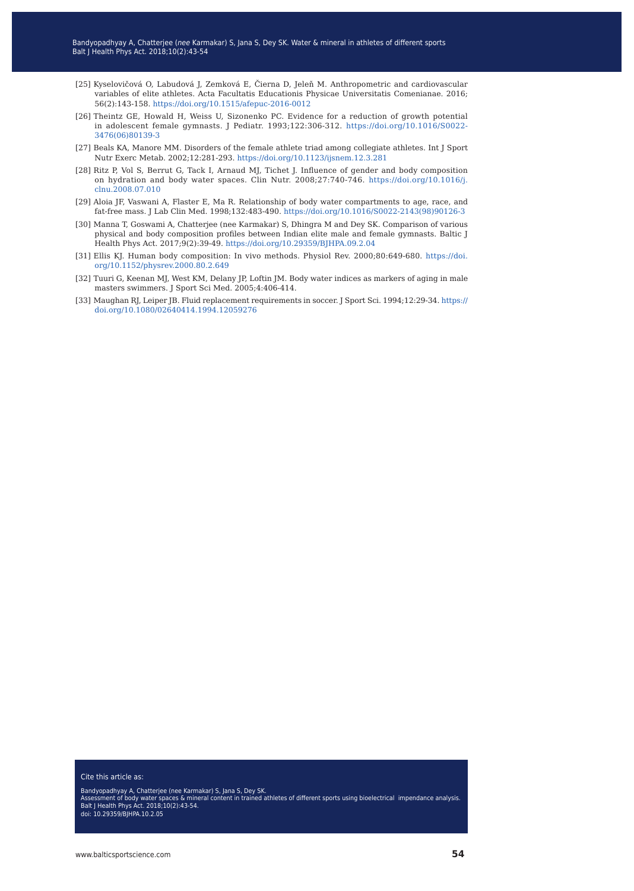[25] Kyselovičová O, Labudová J, Zemková E, Čierna D, Jeleň M. Anthropometric and cardiovascular variables of elite athletes. Acta Facultatis Educationis Physicae Universitatis Comenianae. 2016; 56(2):143-158. https://doi.org/10.1515/afepuc-2016-0012

[26] Theintz GE, Howald H, Weiss U, Sizonenko PC. Evidence for a reduction of growth potential in adolescent female gymnasts. J Pediatr. 1993;122:306-312. https://doi.org/10.1016/S0022-3476(06)80139-3

[27] Beals KA, Manore MM. Disorders of the female athlete triad among collegiate athletes. Int J Sport Nutr Exerc Metab. 2002;12:281-293. https://doi.org/10.1123/ijsnem.12.3.281

[28] Ritz P, Vol S, Berrut G, Tack I, Arnaud MJ, Tichet J. Influence of gender and body composition on hydration and body water spaces. Clin Nutr. 2008;27:740-746. https://doi.org/10.1016/j.clnu.2008.07.010

[29] Aloia JF, Vaswani A, Flaster E, Ma R. Relationship of body water compartments to age, race, and fat-free mass. J Lab Clin Med. 1998;132:483-490. https://doi.org/10.1016/S0022-2143(98)90126-3

[30] Manna T, Goswami A, Chatterjee (nee Karmakar) S, Dhingra M and Dey SK. Comparison of various physical and body composition profiles between Indian elite male and female gymnasts. Baltic J Health Phys Act. 2017;9(2):39-49. https://doi.org/10.29359/BJHPA.09.2.04

[31] Ellis KJ. Human body composition: In vivo methods. Physiol Rev. 2000;80:649-680. https://doi.org/10.1152/physrev.2000.80.2.649

[32] Tuuri G, Keenan MJ, West KM, Delany JP, Loftin JM. Body water indices as markers of aging in male masters swimmers. J Sport Sci Med. 2005;4:406-414.

[33] Maughan RJ, Leiper JB. Fluid replacement requirements in soccer. J Sport Sci. 1994;12:29-34. https://doi.org/10.1080/02640414.1994.12059276

Cite this article as:

Bandyopadhyay A, Chatterjee (nee Karmakar) S, Jana S, Dey SK.
Assessment of body water spaces & mineral content in trained athletes of different sports using bioelectrical impendance analysis.
Balt J Health Phys Act. 2018;10(2):43-54.
doi: 10.29359/BJHPA.10.2.05